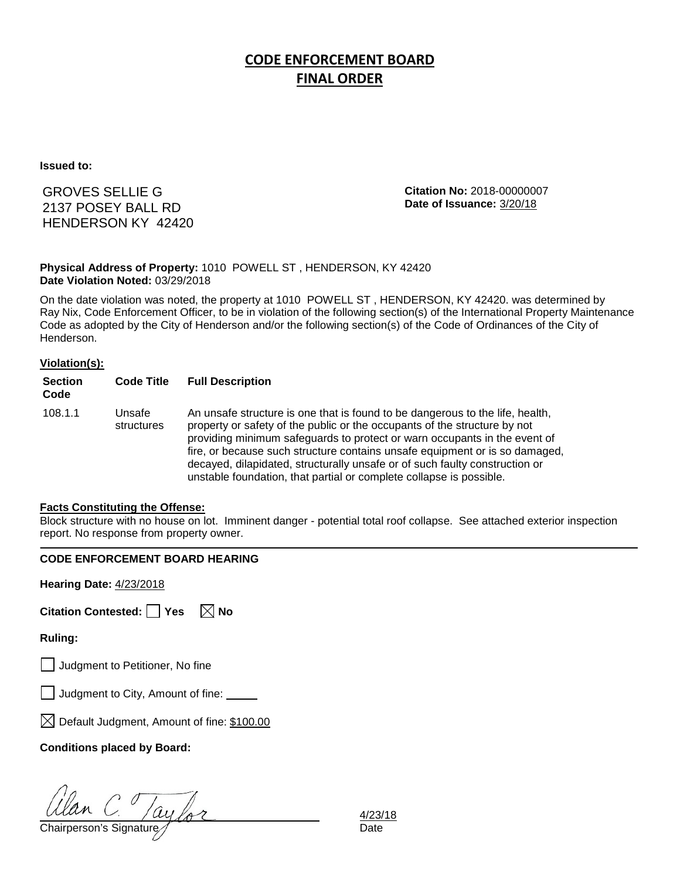# CODE ENFORCEMENT BOARD
## FINAL ORDER

**Issued to:**

GROVES SELLIE G
2137 POSEY BALL RD
HENDERSON KY 42420

**Citation No:** 2018-00000007
**Date of Issuance:** 3/20/18

**Physical Address of Property:** 1010 POWELL ST , HENDERSON, KY 42420
**Date Violation Noted:** 03/29/2018

On the date violation was noted, the property at 1010 POWELL ST , HENDERSON, KY 42420. was determined by Ray Nix, Code Enforcement Officer, to be in violation of the following section(s) of the International Property Maintenance Code as adopted by the City of Henderson and/or the following section(s) of the Code of Ordinances of the City of Henderson.

**Violation(s):**

| Section Code | Code Title | Full Description |
|---|---|---|
| 108.1.1 | Unsafe structures | An unsafe structure is one that is found to be dangerous to the life, health, property or safety of the public or the occupants of the structure by not providing minimum safeguards to protect or warn occupants in the event of fire, or because such structure contains unsafe equipment or is so damaged, decayed, dilapidated, structurally unsafe or of such faulty construction or unstable foundation, that partial or complete collapse is possible. |

**Facts Constituting the Offense:**

Block structure with no house on lot. Imminent danger - potential total roof collapse. See attached exterior inspection report. No response from property owner.

---

**CODE ENFORCEMENT BOARD HEARING**

**Hearing Date:** 4/23/2018

**Citation Contested:** ☐ Yes ☒ No

**Ruling:**

☐ Judgment to Petitioner, No fine

☐ Judgment to City, Amount of fine: _____

☒ Default Judgment, Amount of fine: $100.00

**Conditions placed by Board:**

Alan C. Taylor
Chairperson's Signature

4/23/18
Date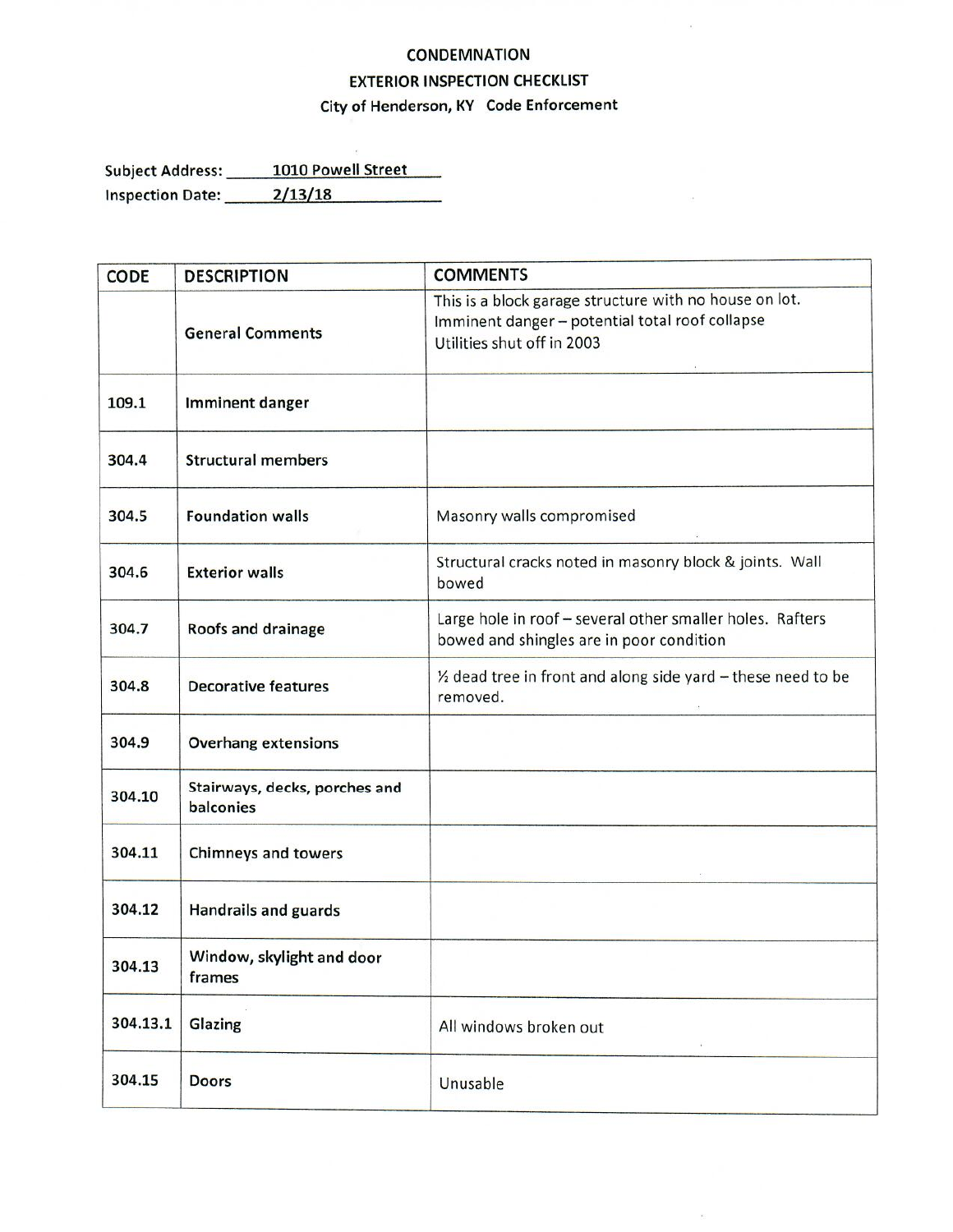# CONDEMNATION

## EXTERIOR INSPECTION CHECKLIST

### City of Henderson, KY Code Enforcement

Subject Address: 1010 Powell Street

Inspection Date: 2/13/18

| CODE | DESCRIPTION | COMMENTS |
| --- | --- | --- |
| | General Comments | This is a block garage structure with no house on lot. Imminent danger – potential total roof collapse Utilities shut off in 2003 |
| 109.1 | Imminent danger | |
| 304.4 | Structural members | |
| 304.5 | Foundation walls | Masonry walls compromised |
| 304.6 | Exterior walls | Structural cracks noted in masonry block & joints. Wall bowed |
| 304.7 | Roofs and drainage | Large hole in roof – several other smaller holes. Rafters bowed and shingles are in poor condition |
| 304.8 | Decorative features | ½ dead tree in front and along side yard – these need to be removed. |
| 304.9 | Overhang extensions | |
| 304.10 | Stairways, decks, porches and balconies | |
| 304.11 | Chimneys and towers | |
| 304.12 | Handrails and guards | |
| 304.13 | Window, skylight and door frames | |
| 304.13.1 | Glazing | All windows broken out |
| 304.15 | Doors | Unusable |